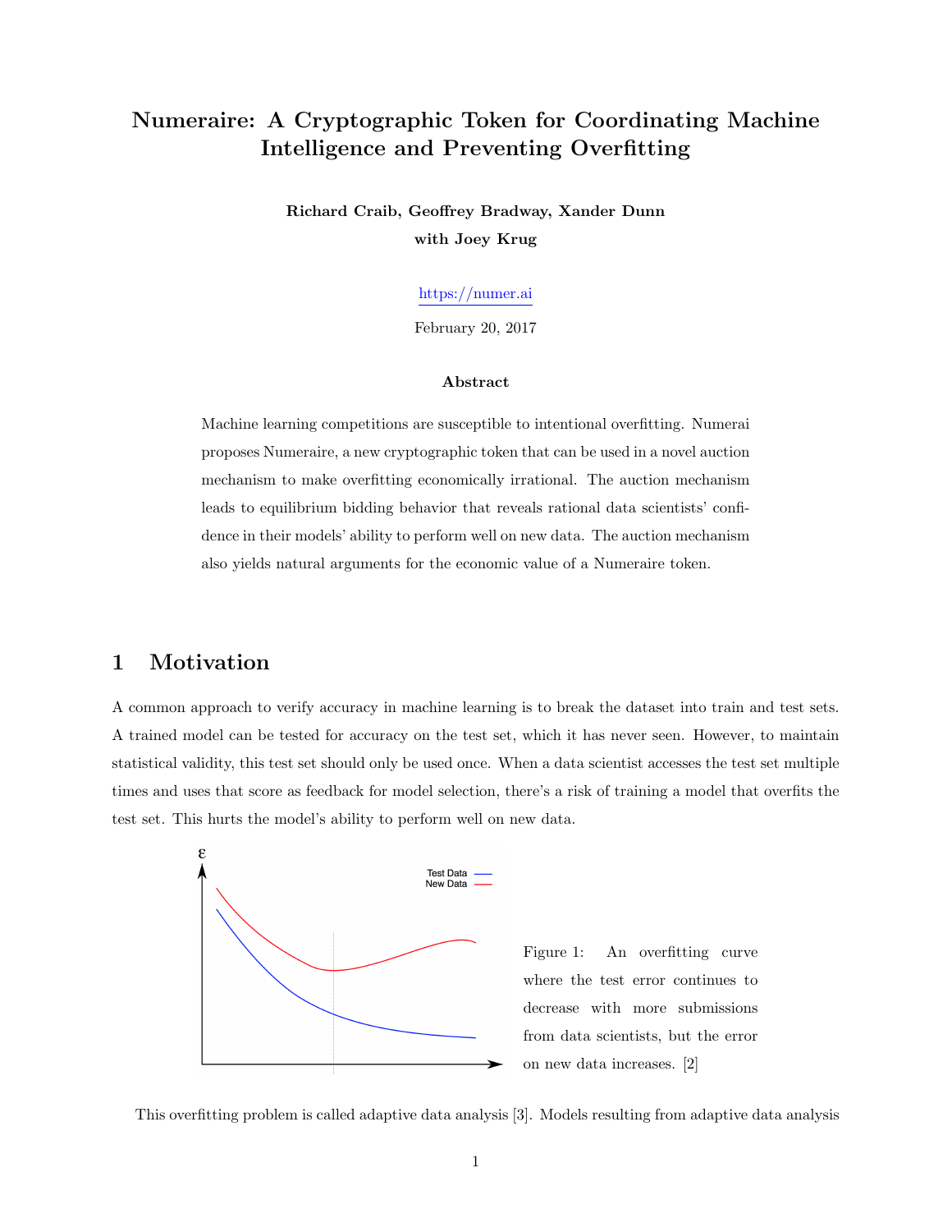# Numeraire: A Cryptographic Token for Coordinating Machine Intelligence and Preventing Overfitting

**Richard Craib, Geoffrey Bradway, Xander Dunn**

**with Joey Krug**

https://numer.ai

February 20, 2017

### Abstract

Machine learning competitions are susceptible to intentional overfitting. Numerai proposes Numeraire, a new cryptographic token that can be used in a novel auction mechanism to make overfitting economically irrational. The auction mechanism leads to equilibrium bidding behavior that reveals rational data scientists' confidence in their models' ability to perform well on new data. The auction mechanism also yields natural arguments for the economic value of a Numeraire token.

## 1 Motivation

A common approach to verify accuracy in machine learning is to break the dataset into train and test sets. A trained model can be tested for accuracy on the test set, which it has never seen. However, to maintain statistical validity, this test set should only be used once. When a data scientist accesses the test set multiple times and uses that score as feedback for model selection, there's a risk of training a model that overfits the test set. This hurts the model's ability to perform well on new data.

Figure 1: An overfitting curve where the test error continues to decrease with more submissions from data scientists, but the error on new data increases. [2]

This overfitting problem is called adaptive data analysis [3]. Models resulting from adaptive data analysis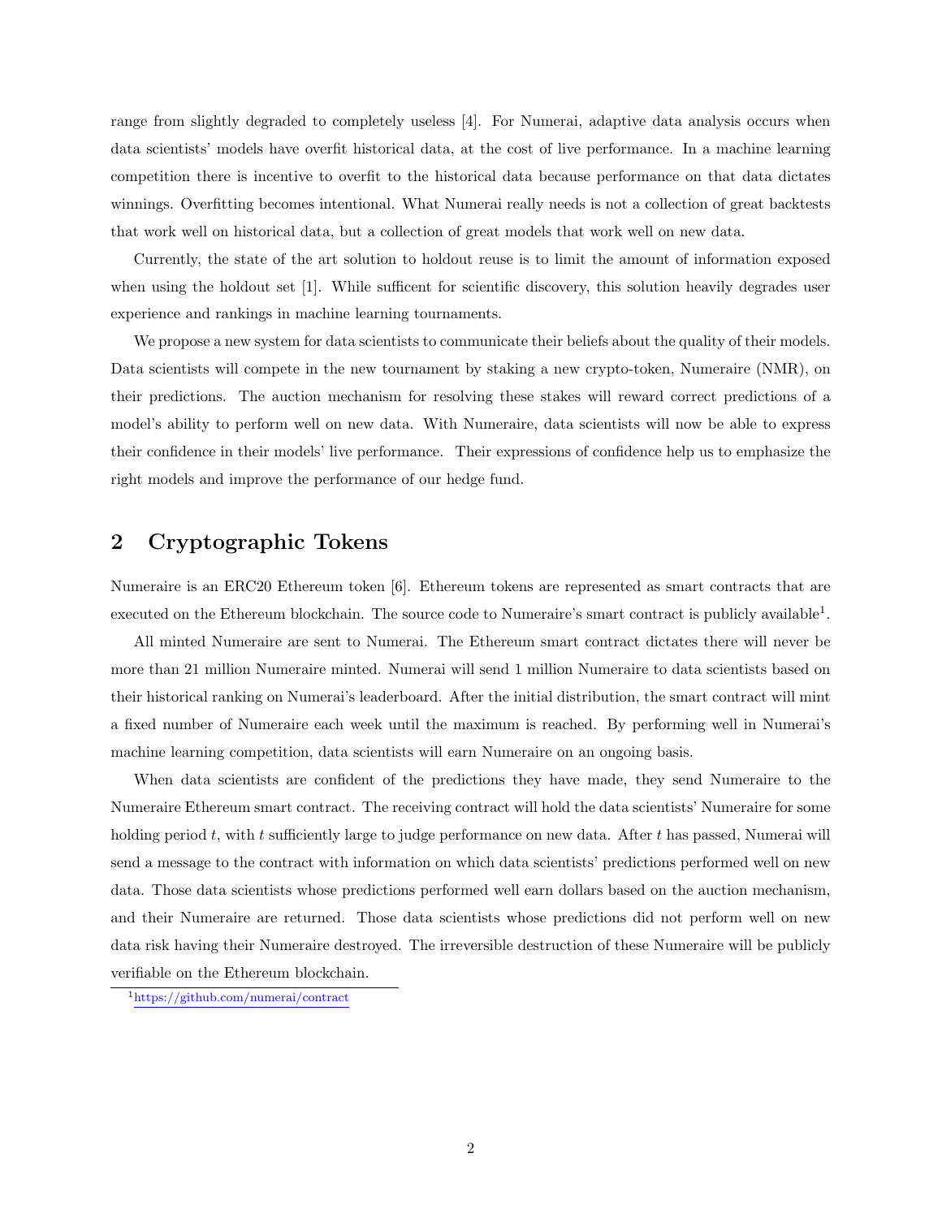range from slightly degraded to completely useless [4]. For Numerai, adaptive data analysis occurs when data scientists' models have overfit historical data, at the cost of live performance. In a machine learning competition there is incentive to overfit to the historical data because performance on that data dictates winnings. Overfitting becomes intentional. What Numerai really needs is not a collection of great backtests that work well on historical data, but a collection of great models that work well on new data.

Currently, the state of the art solution to holdout reuse is to limit the amount of information exposed when using the holdout set [1]. While sufficent for scientific discovery, this solution heavily degrades user experience and rankings in machine learning tournaments.

We propose a new system for data scientists to communicate their beliefs about the quality of their models. Data scientists will compete in the new tournament by staking a new crypto-token, Numeraire (NMR), on their predictions. The auction mechanism for resolving these stakes will reward correct predictions of a model's ability to perform well on new data. With Numeraire, data scientists will now be able to express their confidence in their models' live performance. Their expressions of confidence help us to emphasize the right models and improve the performance of our hedge fund.

## 2 Cryptographic Tokens

Numeraire is an ERC20 Ethereum token [6]. Ethereum tokens are represented as smart contracts that are executed on the Ethereum blockchain. The source code to Numeraire's smart contract is publicly available[1].

All minted Numeraire are sent to Numerai. The Ethereum smart contract dictates there will never be more than 21 million Numeraire minted. Numerai will send 1 million Numeraire to data scientists based on their historical ranking on Numerai's leaderboard. After the initial distribution, the smart contract will mint a fixed number of Numeraire each week until the maximum is reached. By performing well in Numerai's machine learning competition, data scientists will earn Numeraire on an ongoing basis.

When data scientists are confident of the predictions they have made, they send Numeraire to the Numeraire Ethereum smart contract. The receiving contract will hold the data scientists' Numeraire for some holding period $t$, with $t$ sufficiently large to judge performance on new data. After $t$ has passed, Numerai will send a message to the contract with information on which data scientists' predictions performed well on new data. Those data scientists whose predictions performed well earn dollars based on the auction mechanism, and their Numeraire are returned. Those data scientists whose predictions did not perform well on new data risk having their Numeraire destroyed. The irreversible destruction of these Numeraire will be publicly verifiable on the Ethereum blockchain.

[1] https://github.com/numerai/contract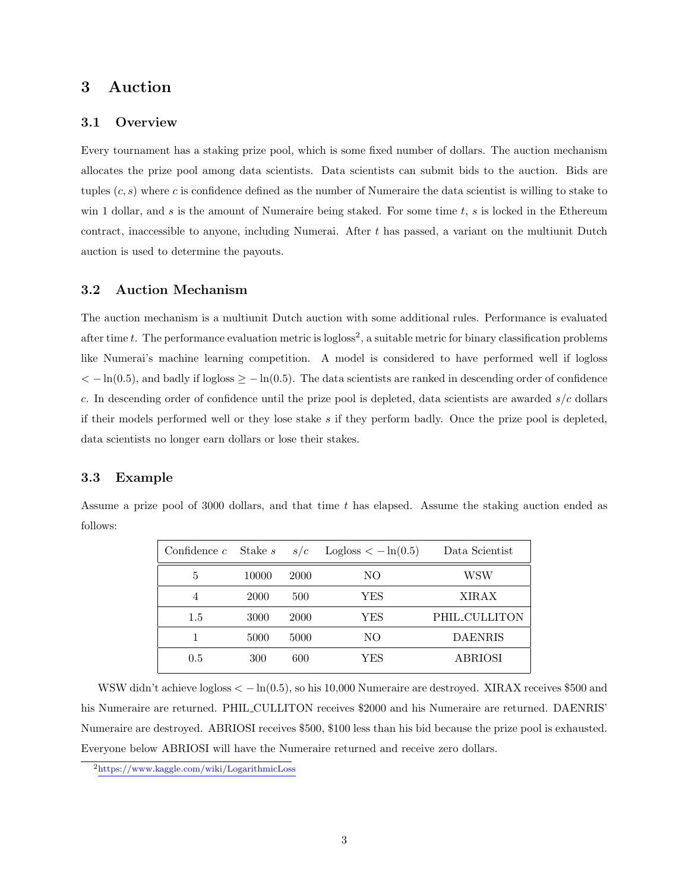# 3 Auction

## 3.1 Overview

Every tournament has a staking prize pool, which is some fixed number of dollars. The auction mechanism allocates the prize pool among data scientists. Data scientists can submit bids to the auction. Bids are tuples $(c, s)$ where $c$ is confidence defined as the number of Numeraire the data scientist is willing to stake to win 1 dollar, and $s$ is the amount of Numeraire being staked. For some time $t$, $s$ is locked in the Ethereum contract, inaccessible to anyone, including Numerai. After $t$ has passed, a variant on the multiunit Dutch auction is used to determine the payouts.

## 3.2 Auction Mechanism

The auction mechanism is a multiunit Dutch auction with some additional rules. Performance is evaluated after time $t$. The performance evaluation metric is logloss[2], a suitable metric for binary classification problems like Numerai's machine learning competition. A model is considered to have performed well if logloss $< -\ln(0.5)$, and badly if logloss $\geq -\ln(0.5)$. The data scientists are ranked in descending order of confidence $c$. In descending order of confidence until the prize pool is depleted, data scientists are awarded $s/c$ dollars if their models performed well or they lose stake $s$ if they perform badly. Once the prize pool is depleted, data scientists no longer earn dollars or lose their stakes.

## 3.3 Example

Assume a prize pool of 3000 dollars, and that time $t$ has elapsed. Assume the staking auction ended as follows:

| Confidence $c$ | Stake $s$ | $s/c$ | Logloss $< -\ln(0.5)$ | Data Scientist |
|---|---|---|---|---|
| 5 | 10000 | 2000 | NO | WSW |
| 4 | 2000 | 500 | YES | XIRAX |
| 1.5 | 3000 | 2000 | YES | PHIL_CULLITON |
| 1 | 5000 | 5000 | NO | DAENRIS |
| 0.5 | 300 | 600 | YES | ABRIOSI |

WSW didn't achieve logloss $< -\ln(0.5)$, so his 10,000 Numeraire are destroyed. XIRAX receives \$500 and his Numeraire are returned. PHIL_CULLITON receives \$2000 and his Numeraire are returned. DAENRIS' Numeraire are destroyed. ABRIOSI receives \$500, \$100 less than his bid because the prize pool is exhausted. Everyone below ABRIOSI will have the Numeraire returned and receive zero dollars.

[2] https://www.kaggle.com/wiki/LogarithmicLoss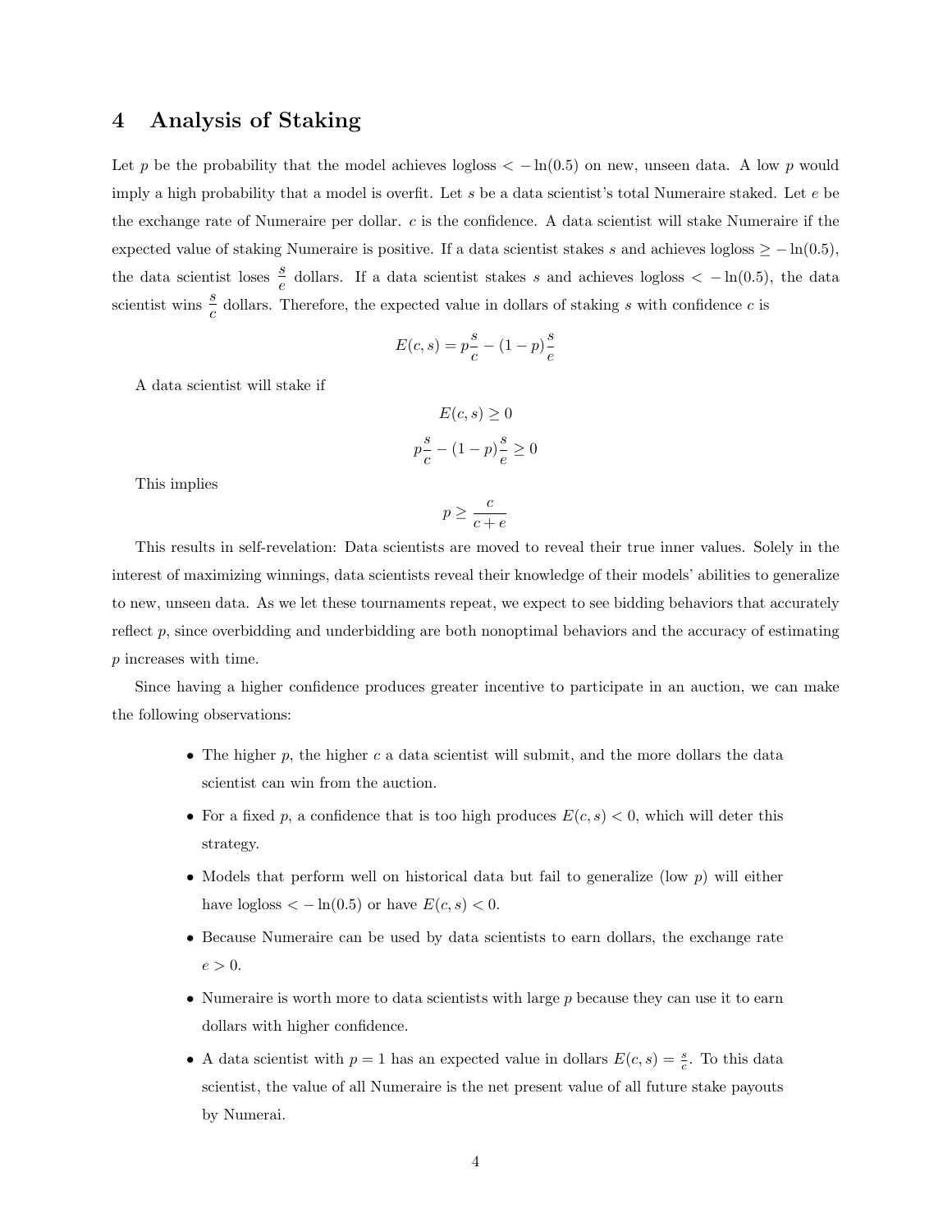## 4 Analysis of Staking

Let $p$ be the probability that the model achieves logloss $< -\ln(0.5)$ on new, unseen data. A low $p$ would imply a high probability that a model is overfit. Let $s$ be a data scientist's total Numeraire staked. Let $e$ be the exchange rate of Numeraire per dollar. $c$ is the confidence. A data scientist will stake Numeraire if the expected value of staking Numeraire is positive. If a data scientist stakes $s$ and achieves logloss $\geq -\ln(0.5)$, the data scientist loses $\frac{s}{e}$ dollars. If a data scientist stakes $s$ and achieves logloss $< -\ln(0.5)$, the data scientist wins $\frac{s}{c}$ dollars. Therefore, the expected value in dollars of staking $s$ with confidence $c$ is

$$E(c, s) = p\frac{s}{c} - (1-p)\frac{s}{e}$$

A data scientist will stake if

$$E(c, s) \geq 0$$

$$p\frac{s}{c} - (1-p)\frac{s}{e} \geq 0$$

This implies

$$p \geq \frac{c}{c+e}$$

This results in self-revelation: Data scientists are moved to reveal their true inner values. Solely in the interest of maximizing winnings, data scientists reveal their knowledge of their models' abilities to generalize to new, unseen data. As we let these tournaments repeat, we expect to see bidding behaviors that accurately reflect $p$, since overbidding and underbidding are both nonoptimal behaviors and the accuracy of estimating $p$ increases with time.

Since having a higher confidence produces greater incentive to participate in an auction, we can make the following observations:

- The higher $p$, the higher $c$ a data scientist will submit, and the more dollars the data scientist can win from the auction.
- For a fixed $p$, a confidence that is too high produces $E(c, s) < 0$, which will deter this strategy.
- Models that perform well on historical data but fail to generalize (low $p$) will either have logloss $< -\ln(0.5)$ or have $E(c, s) < 0$.
- Because Numeraire can be used by data scientists to earn dollars, the exchange rate $e > 0$.
- Numeraire is worth more to data scientists with large $p$ because they can use it to earn dollars with higher confidence.
- A data scientist with $p = 1$ has an expected value in dollars $E(c, s) = \frac{s}{c}$. To this data scientist, the value of all Numeraire is the net present value of all future stake payouts by Numerai.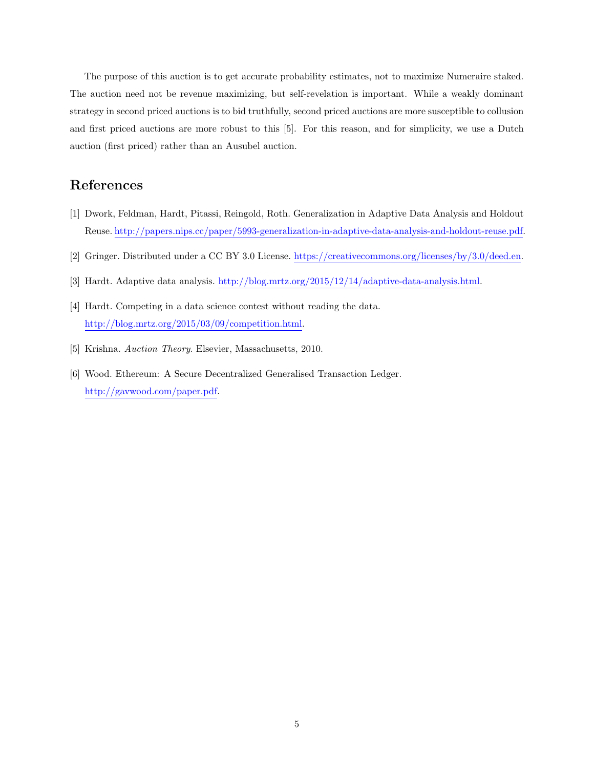The purpose of this auction is to get accurate probability estimates, not to maximize Numeraire staked. The auction need not be revenue maximizing, but self-revelation is important. While a weakly dominant strategy in second priced auctions is to bid truthfully, second priced auctions are more susceptible to collusion and first priced auctions are more robust to this [5]. For this reason, and for simplicity, we use a Dutch auction (first priced) rather than an Ausubel auction.

## References

[1] Dwork, Feldman, Hardt, Pitassi, Reingold, Roth. Generalization in Adaptive Data Analysis and Holdout Reuse. http://papers.nips.cc/paper/5993-generalization-in-adaptive-data-analysis-and-holdout-reuse.pdf.

[2] Gringer. Distributed under a CC BY 3.0 License. https://creativecommons.org/licenses/by/3.0/deed.en.

[3] Hardt. Adaptive data analysis. http://blog.mrtz.org/2015/12/14/adaptive-data-analysis.html.

[4] Hardt. Competing in a data science contest without reading the data. http://blog.mrtz.org/2015/03/09/competition.html.

[5] Krishna. *Auction Theory*. Elsevier, Massachusetts, 2010.

[6] Wood. Ethereum: A Secure Decentralized Generalised Transaction Ledger. http://gavwood.com/paper.pdf.